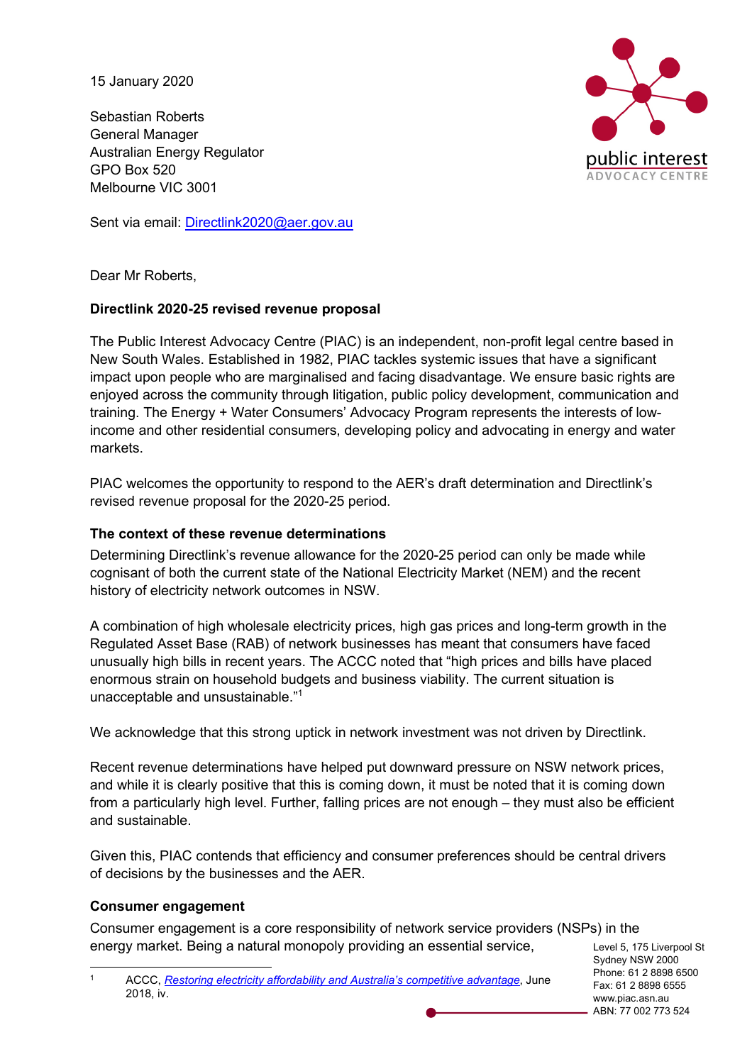15 January 2020

Sebastian Roberts
General Manager
Australian Energy Regulator
GPO Box 520
Melbourne VIC 3001

Sent via email: [Directlink2020@aer.gov.au](mailto:Directlink2020@aer.gov.au)

Dear Mr Roberts,

**Directlink 2020-25 revised revenue proposal**

The Public Interest Advocacy Centre (PIAC) is an independent, non-profit legal centre based in New South Wales. Established in 1982, PIAC tackles systemic issues that have a significant impact upon people who are marginalised and facing disadvantage. We ensure basic rights are enjoyed across the community through litigation, public policy development, communication and training. The Energy + Water Consumers' Advocacy Program represents the interests of low-income and other residential consumers, developing policy and advocating in energy and water markets.

PIAC welcomes the opportunity to respond to the AER's draft determination and Directlink's revised revenue proposal for the 2020-25 period.

**The context of these revenue determinations**

Determining Directlink's revenue allowance for the 2020-25 period can only be made while cognisant of both the current state of the National Electricity Market (NEM) and the recent history of electricity network outcomes in NSW.

A combination of high wholesale electricity prices, high gas prices and long-term growth in the Regulated Asset Base (RAB) of network businesses has meant that consumers have faced unusually high bills in recent years. The ACCC noted that "high prices and bills have placed enormous strain on household budgets and business viability. The current situation is unacceptable and unsustainable."[1]

We acknowledge that this strong uptick in network investment was not driven by Directlink.

Recent revenue determinations have helped put downward pressure on NSW network prices, and while it is clearly positive that this is coming down, it must be noted that it is coming down from a particularly high level. Further, falling prices are not enough – they must also be efficient and sustainable.

Given this, PIAC contends that efficiency and consumer preferences should be central drivers of decisions by the businesses and the AER.

**Consumer engagement**

Consumer engagement is a core responsibility of network service providers (NSPs) in the energy market. Being a natural monopoly providing an essential service,

[1] ACCC, *Restoring electricity affordability and Australia's competitive advantage*, June 2018, iv.

Level 5, 175 Liverpool St
Sydney NSW 2000
Phone: 61 2 8898 6500
Fax: 61 2 8898 6555
www.piac.asn.au
ABN: 77 002 773 524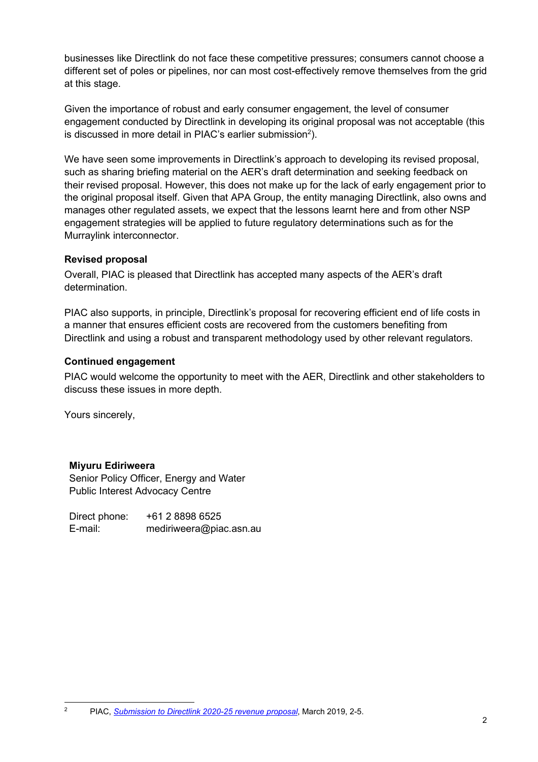businesses like Directlink do not face these competitive pressures; consumers cannot choose a different set of poles or pipelines, nor can most cost-effectively remove themselves from the grid at this stage.

Given the importance of robust and early consumer engagement, the level of consumer engagement conducted by Directlink in developing its original proposal was not acceptable (this is discussed in more detail in PIAC's earlier submission[2]).

We have seen some improvements in Directlink's approach to developing its revised proposal, such as sharing briefing material on the AER's draft determination and seeking feedback on their revised proposal. However, this does not make up for the lack of early engagement prior to the original proposal itself. Given that APA Group, the entity managing Directlink, also owns and manages other regulated assets, we expect that the lessons learnt here and from other NSP engagement strategies will be applied to future regulatory determinations such as for the Murraylink interconnector.

**Revised proposal**

Overall, PIAC is pleased that Directlink has accepted many aspects of the AER's draft determination.

PIAC also supports, in principle, Directlink's proposal for recovering efficient end of life costs in a manner that ensures efficient costs are recovered from the customers benefiting from Directlink and using a robust and transparent methodology used by other relevant regulators.

**Continued engagement**

PIAC would welcome the opportunity to meet with the AER, Directlink and other stakeholders to discuss these issues in more depth.

Yours sincerely,

**Miyuru Ediriweera**
Senior Policy Officer, Energy and Water
Public Interest Advocacy Centre

Direct phone: +61 2 8898 6525
E-mail: mediriweera@piac.asn.au

[2] PIAC, *Submission to Directlink 2020-25 revenue proposal*, March 2019, 2-5.